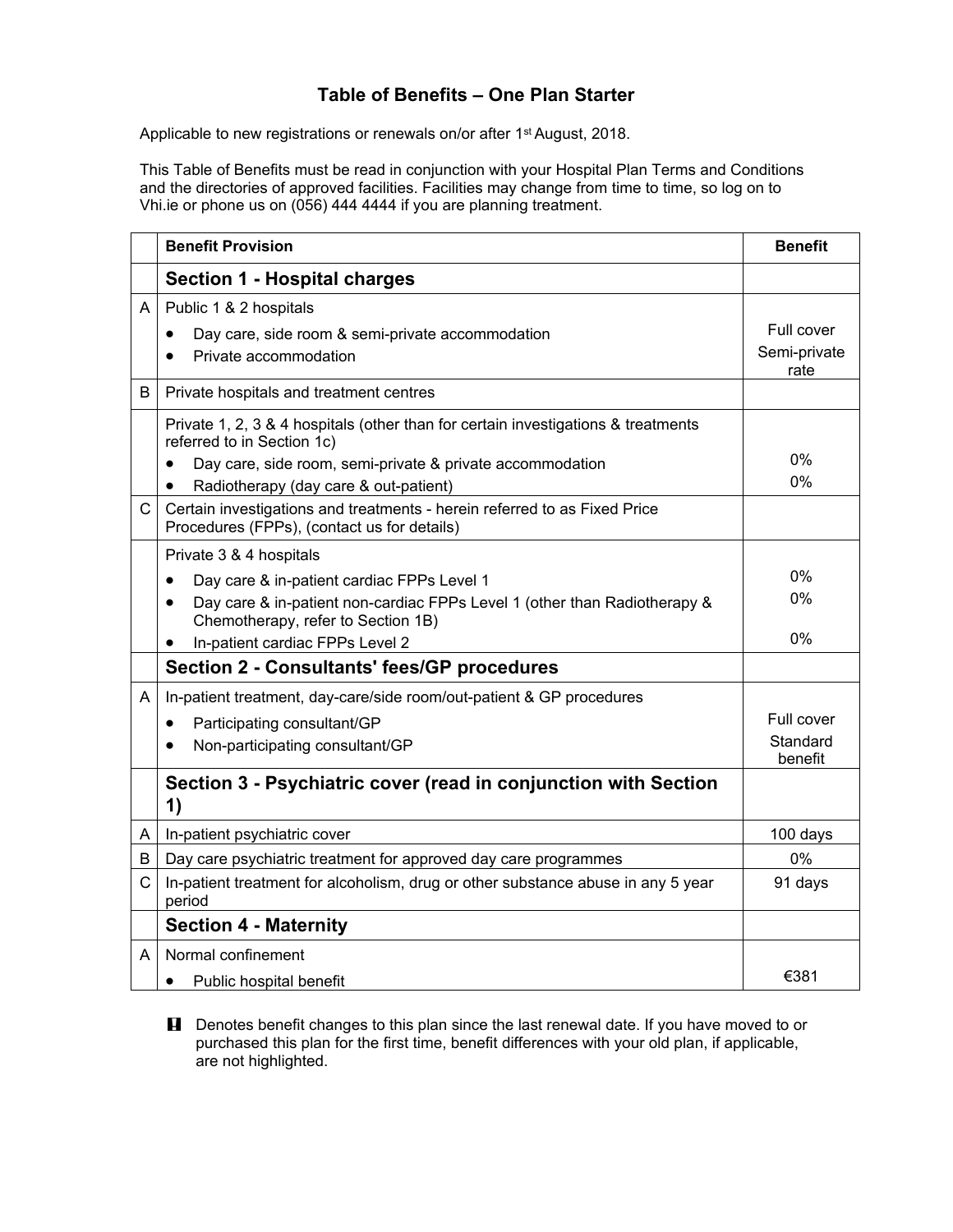# Table of Benefits – One Plan Starter

Applicable to new registrations or renewals on/or after 1st August, 2018.

This Table of Benefits must be read in conjunction with your Hospital Plan Terms and Conditions and the directories of approved facilities. Facilities may change from time to time, so log on to Vhi.ie or phone us on (056) 444 4444 if you are planning treatment.

| | Benefit Provision | Benefit |
|---|---|---|
| | **Section 1 - Hospital charges** | |
| A | Public 1 & 2 hospitals | |
| | • Day care, side room & semi-private accommodation | Full cover |
| | • Private accommodation | Semi-private rate |
| B | Private hospitals and treatment centres | |
| | Private 1, 2, 3 & 4 hospitals (other than for certain investigations & treatments referred to in Section 1c) | |
| | • Day care, side room, semi-private & private accommodation | 0% |
| | • Radiotherapy (day care & out-patient) | 0% |
| C | Certain investigations and treatments - herein referred to as Fixed Price Procedures (FPPs), (contact us for details) | |
| | Private 3 & 4 hospitals | |
| | • Day care & in-patient cardiac FPPs Level 1 | 0% |
| | • Day care & in-patient non-cardiac FPPs Level 1 (other than Radiotherapy & Chemotherapy, refer to Section 1B) | 0% |
| | • In-patient cardiac FPPs Level 2 | 0% |
| | **Section 2 - Consultants' fees/GP procedures** | |
| A | In-patient treatment, day-care/side room/out-patient & GP procedures | |
| | • Participating consultant/GP | Full cover |
| | • Non-participating consultant/GP | Standard benefit |
| | **Section 3 - Psychiatric cover (read in conjunction with Section 1)** | |
| A | In-patient psychiatric cover | 100 days |
| B | Day care psychiatric treatment for approved day care programmes | 0% |
| C | In-patient treatment for alcoholism, drug or other substance abuse in any 5 year period | 91 days |
| | **Section 4 - Maternity** | |
| A | Normal confinement | |
| | • Public hospital benefit | €381 |

! Denotes benefit changes to this plan since the last renewal date. If you have moved to or purchased this plan for the first time, benefit differences with your old plan, if applicable, are not highlighted.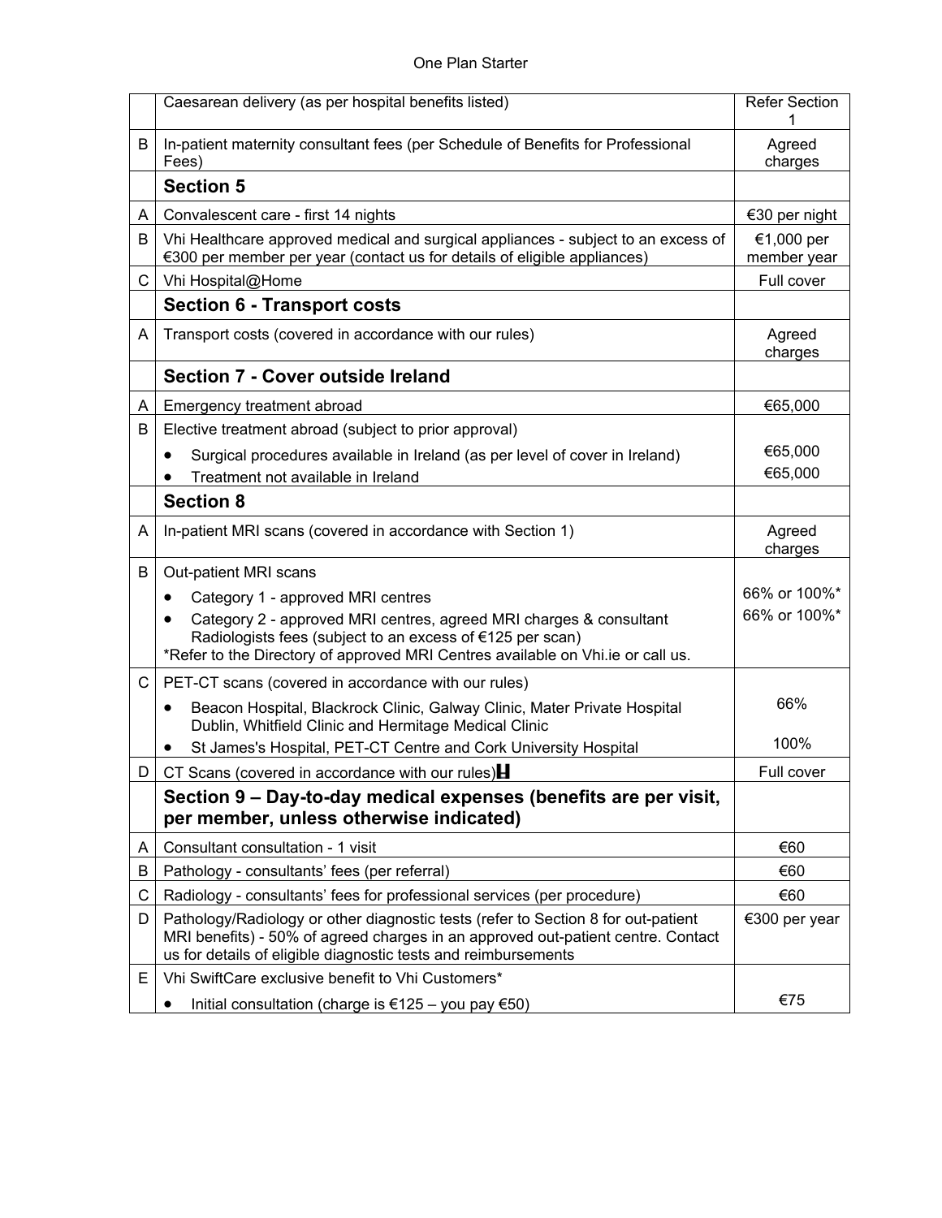| | | |
|---|---|---|
| | Caesarean delivery (as per hospital benefits listed) | Refer Section 1 |
| B | In-patient maternity consultant fees (per Schedule of Benefits for Professional Fees) | Agreed charges |
| | **Section 5** | |
| A | Convalescent care - first 14 nights | €30 per night |
| B | Vhi Healthcare approved medical and surgical appliances - subject to an excess of €300 per member per year (contact us for details of eligible appliances) | €1,000 per member year |
| C | Vhi Hospital@Home | Full cover |
| | **Section 6 - Transport costs** | |
| A | Transport costs (covered in accordance with our rules) | Agreed charges |
| | **Section 7 - Cover outside Ireland** | |
| A | Emergency treatment abroad | €65,000 |
| B | Elective treatment abroad (subject to prior approval)<br>• Surgical procedures available in Ireland (as per level of cover in Ireland)<br>• Treatment not available in Ireland | <br>€65,000<br>€65,000 |
| | **Section 8** | |
| A | In-patient MRI scans (covered in accordance with Section 1) | Agreed charges |
| B | Out-patient MRI scans<br>• Category 1 - approved MRI centres<br>• Category 2 - approved MRI centres, agreed MRI charges & consultant Radiologists fees (subject to an excess of €125 per scan)<br>*Refer to the Directory of approved MRI Centres available on Vhi.ie or call us. | <br>66% or 100%*<br>66% or 100%* |
| C | PET-CT scans (covered in accordance with our rules)<br>• Beacon Hospital, Blackrock Clinic, Galway Clinic, Mater Private Hospital Dublin, Whitfield Clinic and Hermitage Medical Clinic<br>• St James's Hospital, PET-CT Centre and Cork University Hospital | <br>66%<br>100% |
| D | CT Scans (covered in accordance with our rules) H | Full cover |
| | **Section 9 – Day-to-day medical expenses (benefits are per visit, per member, unless otherwise indicated)** | |
| A | Consultant consultation - 1 visit | €60 |
| B | Pathology - consultants' fees (per referral) | €60 |
| C | Radiology - consultants' fees for professional services (per procedure) | €60 |
| D | Pathology/Radiology or other diagnostic tests (refer to Section 8 for out-patient MRI benefits) - 50% of agreed charges in an approved out-patient centre. Contact us for details of eligible diagnostic tests and reimbursements | €300 per year |
| E | Vhi SwiftCare exclusive benefit to Vhi Customers*<br>• Initial consultation (charge is €125 – you pay €50) | <br>€75 |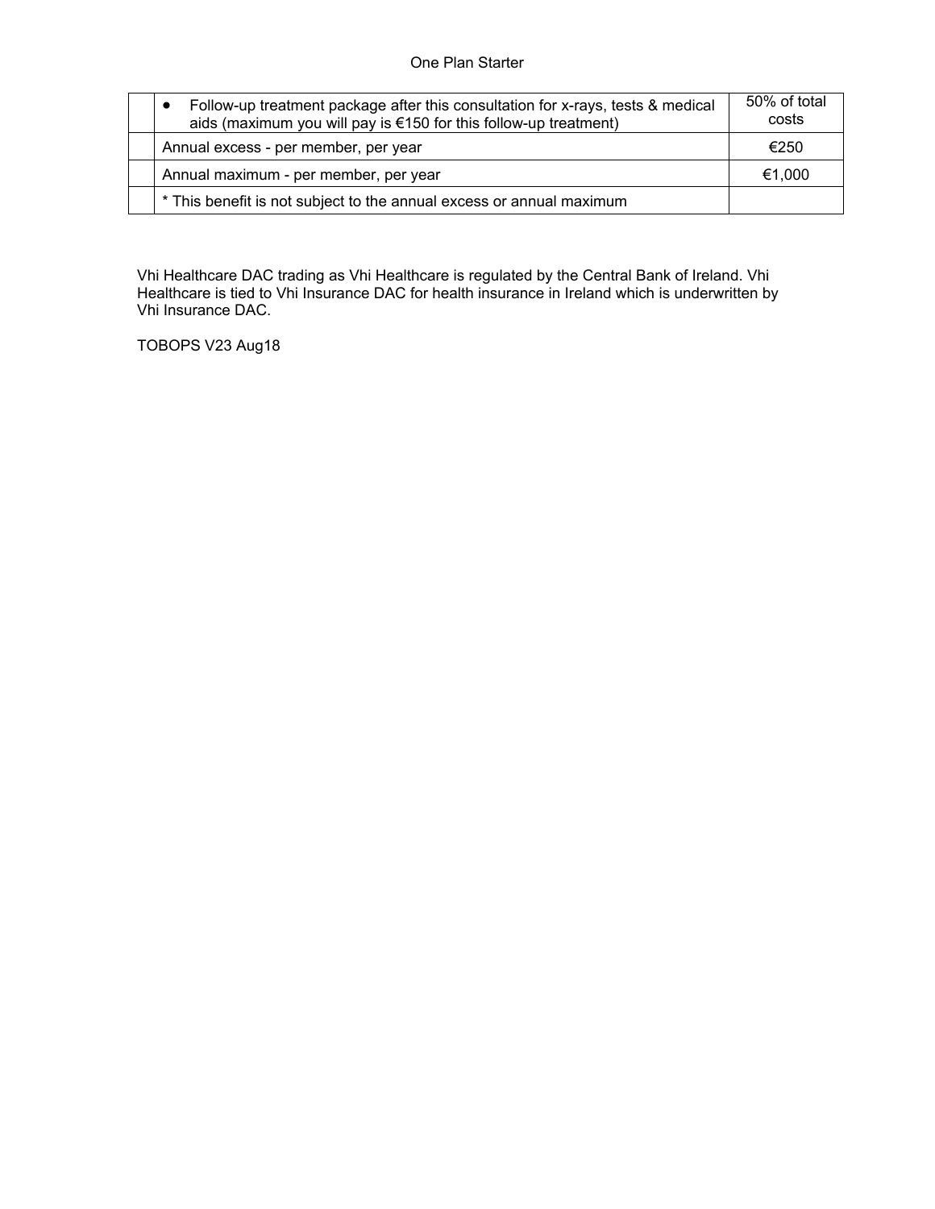| | | |
|---|---|---|
| | • Follow-up treatment package after this consultation for x-rays, tests & medical aids (maximum you will pay is €150 for this follow-up treatment) | 50% of total costs |
| | Annual excess - per member, per year | €250 |
| | Annual maximum - per member, per year | €1,000 |
| | * This benefit is not subject to the annual excess or annual maximum | |

Vhi Healthcare DAC trading as Vhi Healthcare is regulated by the Central Bank of Ireland. Vhi Healthcare is tied to Vhi Insurance DAC for health insurance in Ireland which is underwritten by Vhi Insurance DAC.

TOBOPS V23 Aug18